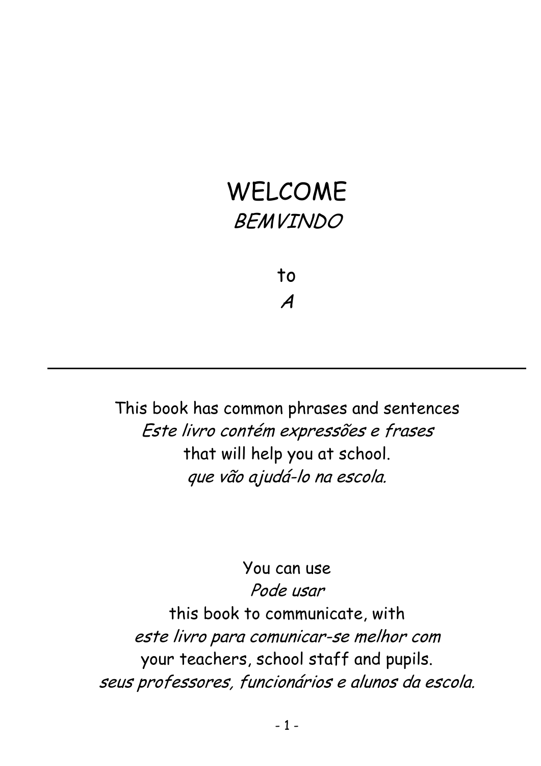# WELCOME
*BEMVINDO*

to
*A*

---

This book has common phrases and sentences
*Este livro contém expressões e frases*
that will help you at school.
*que vão ajudá-lo na escola.*

You can use
*Pode usar*
this book to communicate, with
*este livro para comunicar-se melhor com*
your teachers, school staff and pupils.
*seus professores, funcionários e alunos da escola.*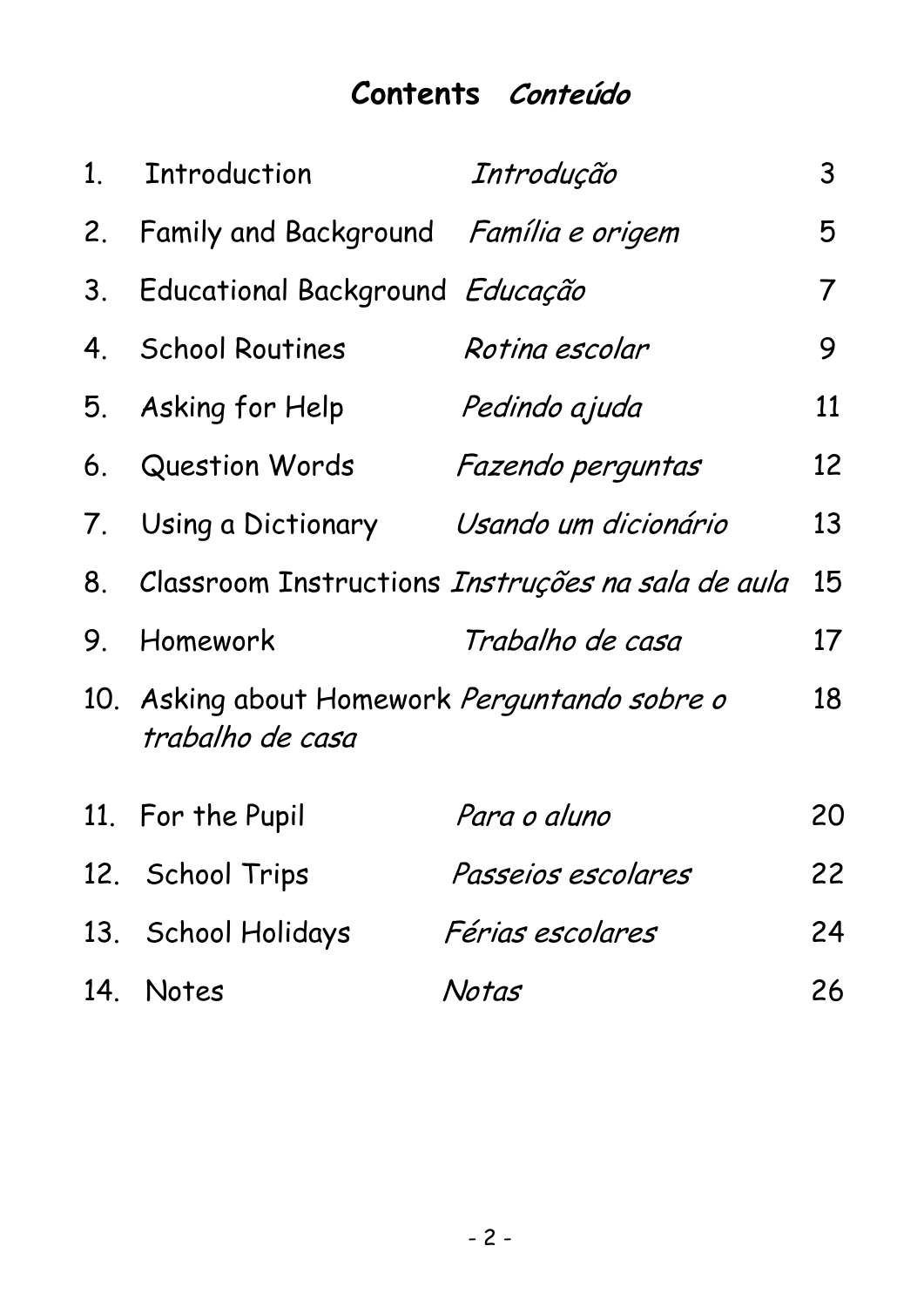# Contents *Conteúdo*

| No. | English | Português | Page |
|---|---|---|---|
| 1. | Introduction | *Introdução* | 3 |
| 2. | Family and Background | *Família e origem* | 5 |
| 3. | Educational Background | *Educação* | 7 |
| 4. | School Routines | *Rotina escolar* | 9 |
| 5. | Asking for Help | *Pedindo ajuda* | 11 |
| 6. | Question Words | *Fazendo perguntas* | 12 |
| 7. | Using a Dictionary | *Usando um dicionário* | 13 |
| 8. | Classroom Instructions | *Instruções na sala de aula* | 15 |
| 9. | Homework | *Trabalho de casa* | 17 |
| 10. | Asking about Homework | *Perguntando sobre o trabalho de casa* | 18 |
| 11. | For the Pupil | *Para o aluno* | 20 |
| 12. | School Trips | *Passeios escolares* | 22 |
| 13. | School Holidays | *Férias escolares* | 24 |
| 14. | Notes | *Notas* | 26 |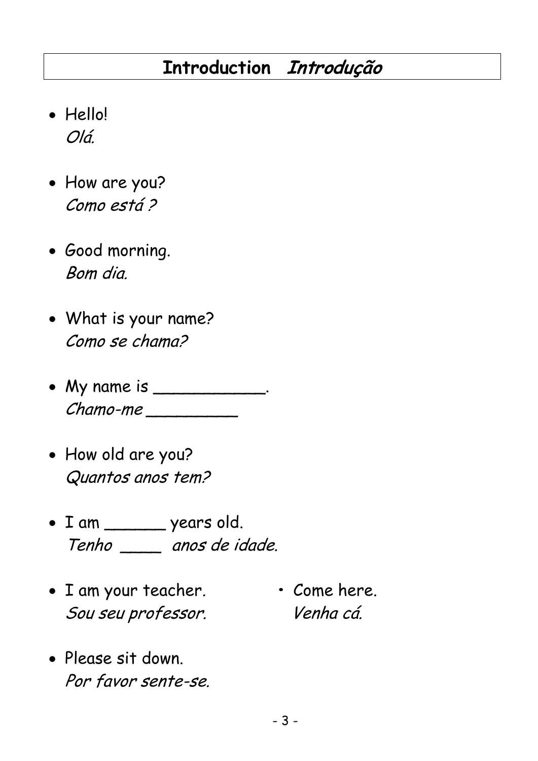# Introduction *Introdução*

- Hello!
  *Olá.*

- How are you?
  *Como está ?*

- Good morning.
  *Bom dia.*

- What is your name?
  *Como se chama?*

- My name is ___________.
  *Chamo-me _________*

- How old are you?
  *Quantos anos tem?*

- I am ______ years old.
  *Tenho ____ anos de idade.*

- I am your teacher.
  *Sou seu professor.*

- Come here.
  *Venha cá.*

- Please sit down.
  *Por favor sente-se.*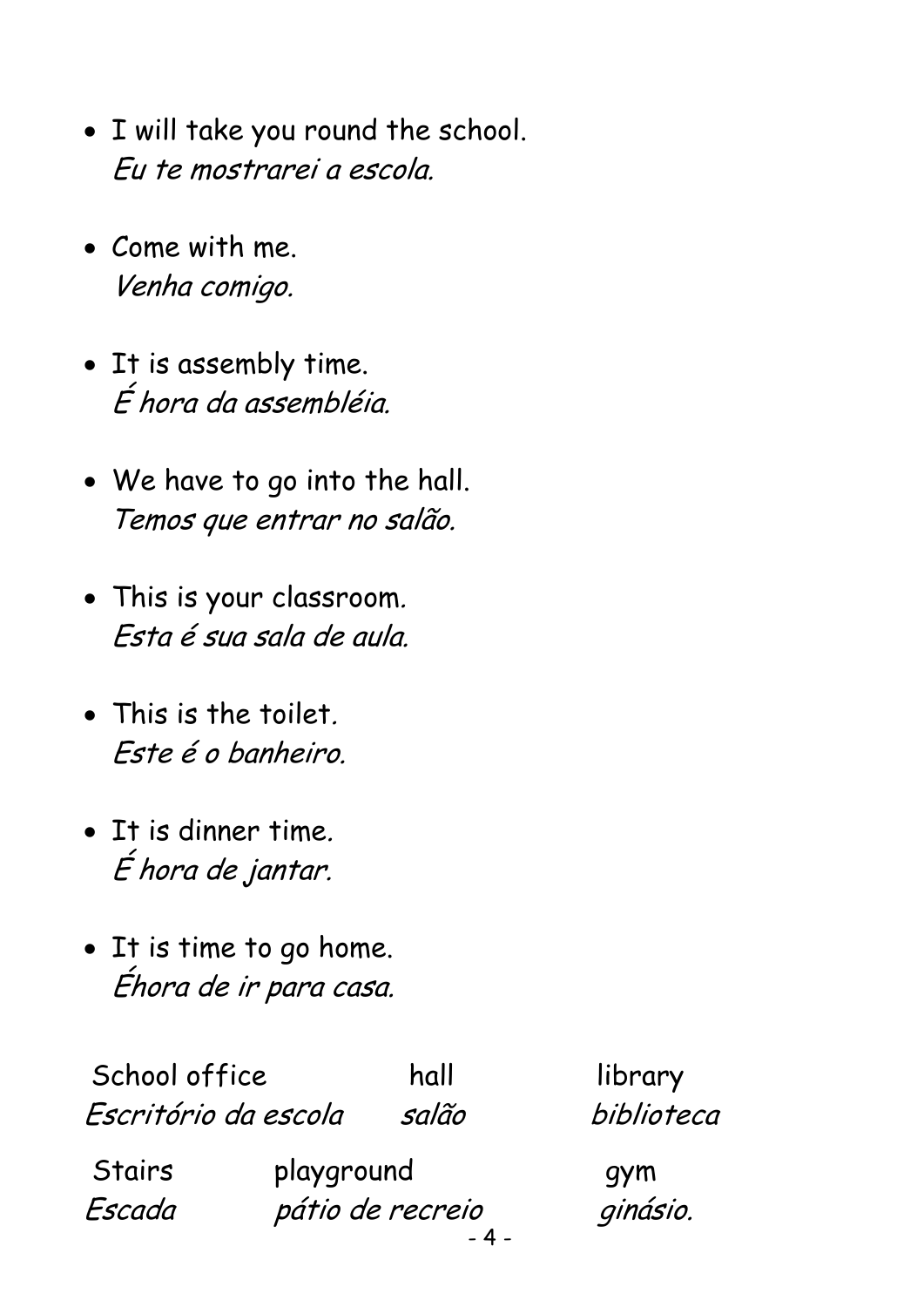- I will take you round the school.
  *Eu te mostrarei a escola.*

- Come with me.
  *Venha comigo.*

- It is assembly time.
  *É hora da assembléia.*

- We have to go into the hall.
  *Temos que entrar no salão.*

- This is your classroom.
  *Esta é sua sala de aula.*

- This is the toilet.
  *Este é o banheiro.*

- It is dinner time.
  *É hora de jantar.*

- It is time to go home.
  *Éhora de ir para casa.*

| School office | hall | library |
| --- | --- | --- |
| *Escritório da escola* | *salão* | *biblioteca* |
| Stairs | playground | gym |
| *Escada* | *pátio de recreio* | *ginásio.* |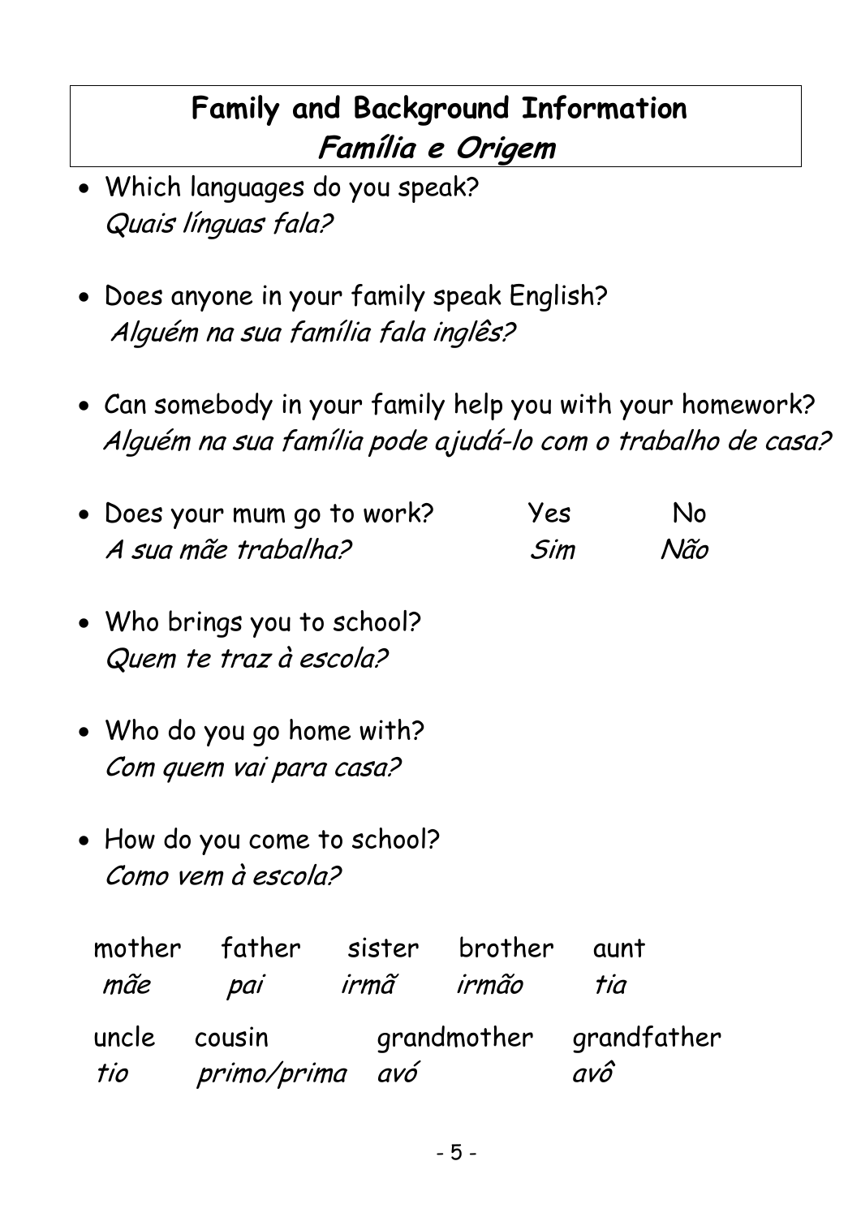## **Family and Background Information**
## ***Família e Origem***

- Which languages do you speak?
  *Quais línguas fala?*

- Does anyone in your family speak English?
  *Alguém na sua família fala inglês?*

- Can somebody in your family help you with your homework?
  *Alguém na sua família pode ajudá-lo com o trabalho de casa?*

- Does your mum go to work? Yes No
  *A sua mãe trabalha? Sim Não*

- Who brings you to school?
  *Quem te traz à escola?*

- Who do you go home with?
  *Com quem vai para casa?*

- How do you come to school?
  *Como vem à escola?*

| mother | father | sister | brother | aunt |
|---|---|---|---|---|
| *mãe* | *pai* | *irmã* | *irmão* | *tia* |

| uncle | cousin | grandmother | grandfather |
|---|---|---|---|
| *tio* | *primo/prima* | *avó* | *avô* |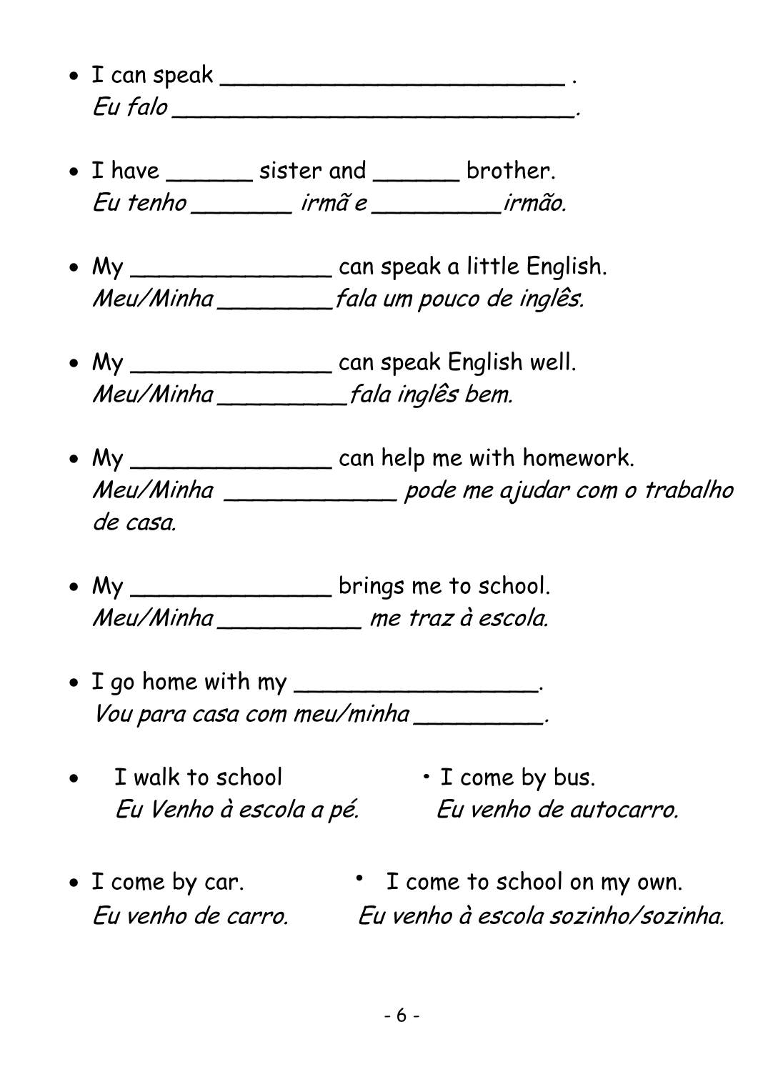- I can speak _________________________ .
  *Eu falo ____________________________.*

- I have ______ sister and ______ brother.
  *Eu tenho _______ irmã e _________irmão.*

- My ______________ can speak a little English.
  *Meu/Minha ________fala um pouco de inglês.*

- My ______________ can speak English well.
  *Meu/Minha _________fala inglês bem.*

- My ______________ can help me with homework.
  *Meu/Minha ____________ pode me ajudar com o trabalho de casa.*

- My ______________ brings me to school.
  *Meu/Minha __________ me traz à escola.*

- I go home with my _________________.
  *Vou para casa com meu/minha _________.*

- I walk to school
  *Eu Venho à escola a pé.*

- I come by bus.
  *Eu venho de autocarro.*

- I come by car.
  *Eu venho de carro.*

- I come to school on my own.
  *Eu venho à escola sozinho/sozinha.*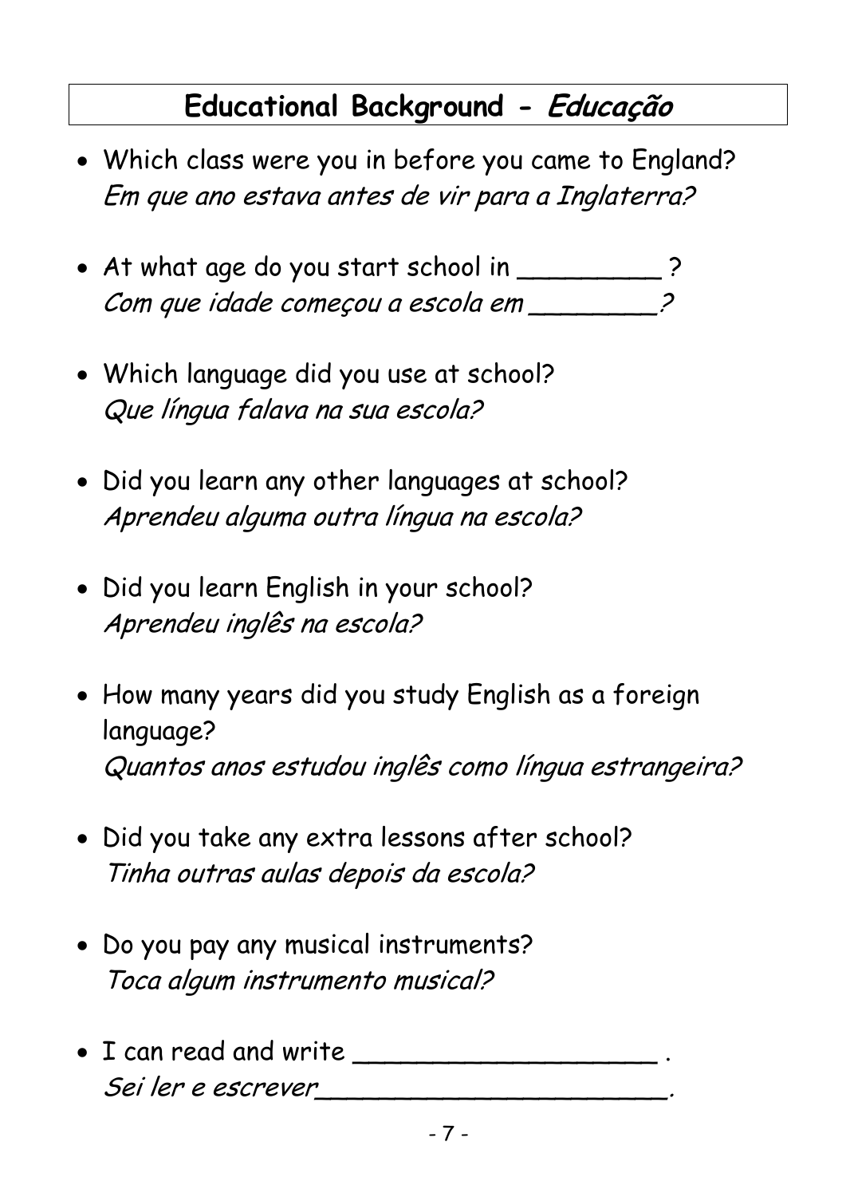## Educational Background - *Educação*

- Which class were you in before you came to England?
  *Em que ano estava antes de vir para a Inglaterra?*

- At what age do you start school in _________ ?
  *Com que idade começou a escola em ________?*

- Which language did you use at school?
  *Que língua falava na sua escola?*

- Did you learn any other languages at school?
  *Aprendeu alguma outra língua na escola?*

- Did you learn English in your school?
  *Aprendeu inglês na escola?*

- How many years did you study English as a foreign language?
  *Quantos anos estudou inglês como língua estrangeira?*

- Did you take any extra lessons after school?
  *Tinha outras aulas depois da escola?*

- Do you pay any musical instruments?
  *Toca algum instrumento musical?*

- I can read and write ____________________ .
  *Sei ler e escrever_______________________.*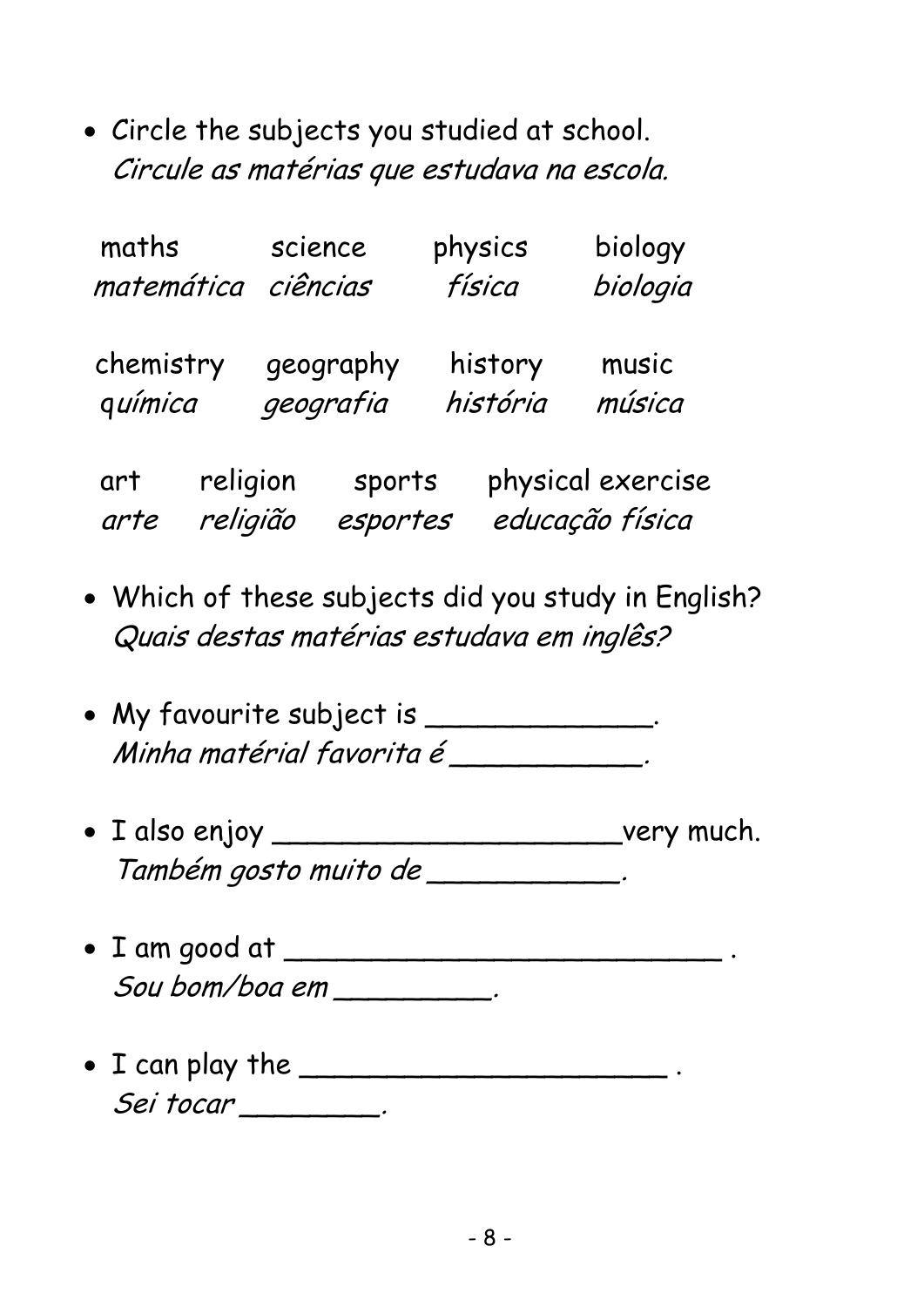- Circle the subjects you studied at school.
  *Circule as matérias que estudava na escola.*

| maths | science | physics | biology |
|---|---|---|---|
| *matemática* | *ciências* | *física* | *biologia* |
| chemistry | geography | history | music |
| *química* | *geografia* | *história* | *música* |

| art | religion | sports | physical exercise |
|---|---|---|---|
| *arte* | *religião* | *esportes* | *educação física* |

- Which of these subjects did you study in English?
  *Quais destas matérias estudava em inglês?*

- My favourite subject is _____________.
  *Minha matérial favorita é ___________.*

- I also enjoy ____________________very much.
  *Também gosto muito de ___________.*

- I am good at __________________________ .
  *Sou bom/boa em _________.*

- I can play the ______________________ .
  *Sei tocar ________.*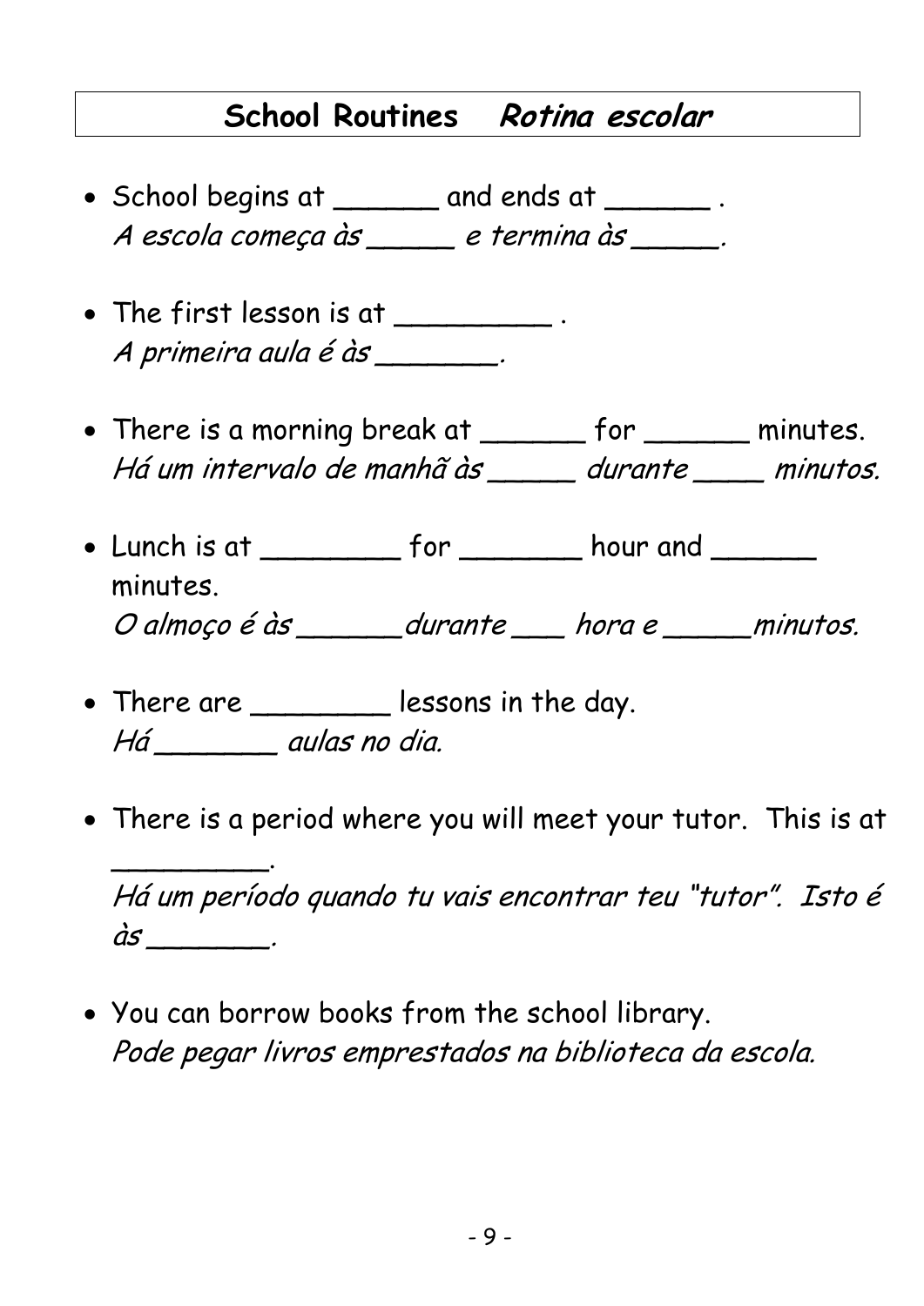## School Routines *Rotina escolar*

- School begins at ______ and ends at ______ .
  *A escola começa às _____ e termina às _____.*

- The first lesson is at _________ .
  *A primeira aula é às _______.*

- There is a morning break at ______ for ______ minutes.
  *Há um intervalo de manhã às _____ durante ____ minutos.*

- Lunch is at ________ for _______ hour and ______ minutes.
  *O almoço é às ______durante ___ hora e _____minutos.*

- There are ________ lessons in the day.
  *Há _______ aulas no dia.*

- There is a period where you will meet your tutor. This is at _________.
  *Há um período quando tu vais encontrar teu "tutor". Isto é às _______.*

- You can borrow books from the school library.
  *Pode pegar livros emprestados na biblioteca da escola.*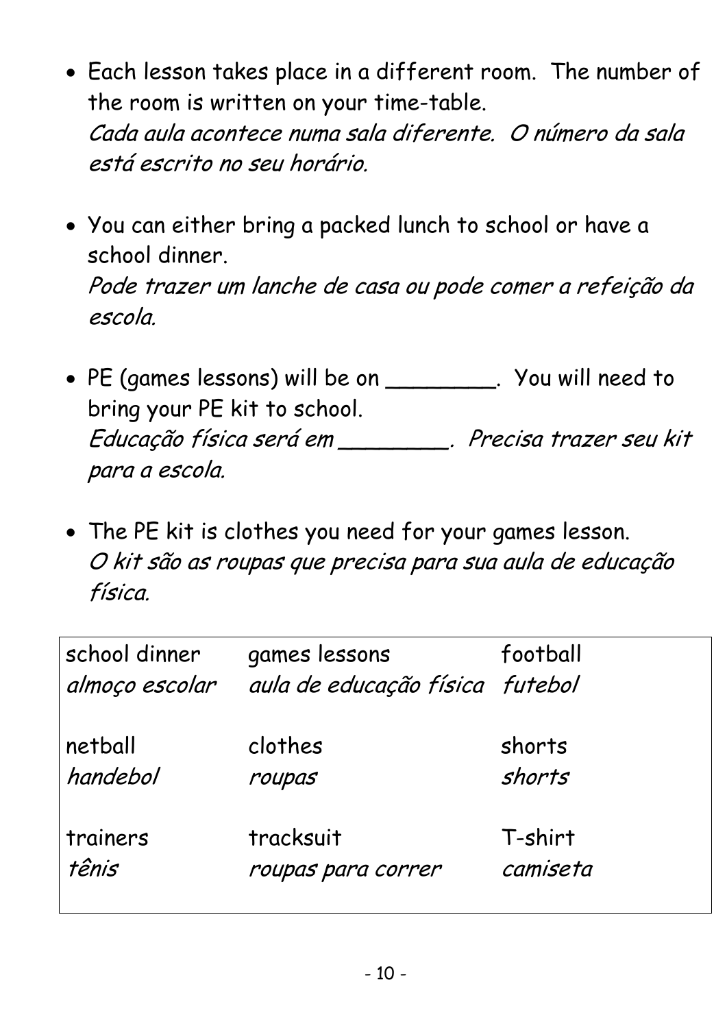- Each lesson takes place in a different room. The number of the room is written on your time-table.
  *Cada aula acontece numa sala diferente. O número da sala está escrito no seu horário.*

- You can either bring a packed lunch to school or have a school dinner.
  *Pode trazer um lanche de casa ou pode comer a refeição da escola.*

- PE (games lessons) will be on ________. You will need to bring your PE kit to school.
  *Educação física será em ________. Precisa trazer seu kit para a escola.*

- The PE kit is clothes you need for your games lesson.
  *O kit são as roupas que precisa para sua aula de educação física.*

| | | |
|---|---|---|
| school dinner<br>*almoço escolar* | games lessons<br>*aula de educação física* | football<br>*futebol* |
| netball<br>*handebol* | clothes<br>*roupas* | shorts<br>*shorts* |
| trainers<br>*tênis* | tracksuit<br>*roupas para correr* | T-shirt<br>*camiseta* |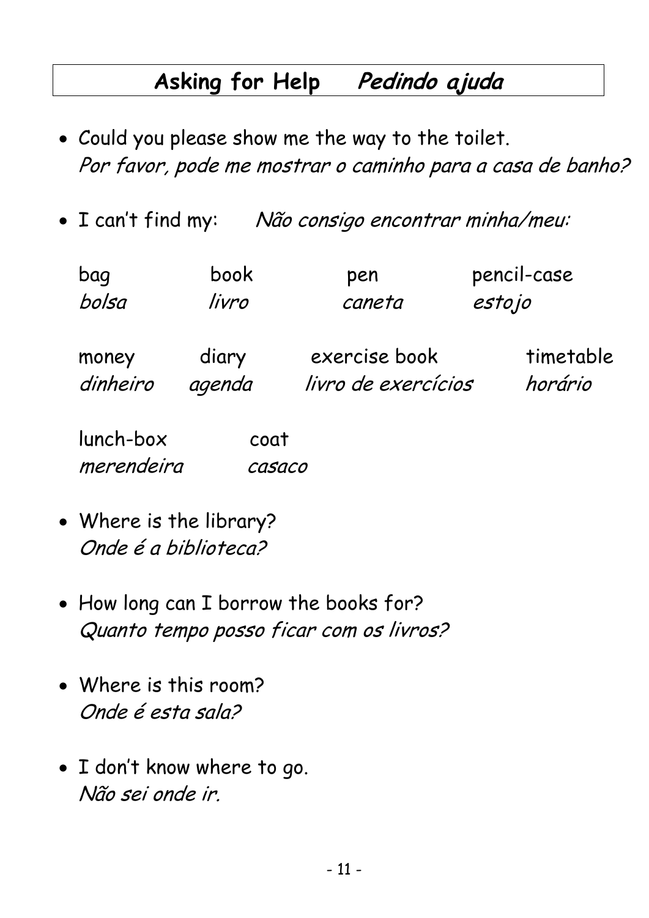# Asking for Help *Pedindo ajuda*

- Could you please show me the way to the toilet.
  *Por favor, pode me mostrar o caminho para a casa de banho?*

- I can't find my: *Não consigo encontrar minha/meu:*

| bag | book | pen | pencil-case |
|---|---|---|---|
| *bolsa* | *livro* | *caneta* | *estojo* |
| money | diary | exercise book | timetable |
| *dinheiro* | *agenda* | *livro de exercícios* | *horário* |
| lunch-box | coat | | |
| *merendeira* | *casaco* | | |

- Where is the library?
  *Onde é a biblioteca?*

- How long can I borrow the books for?
  *Quanto tempo posso ficar com os livros?*

- Where is this room?
  *Onde é esta sala?*

- I don't know where to go.
  *Não sei onde ir.*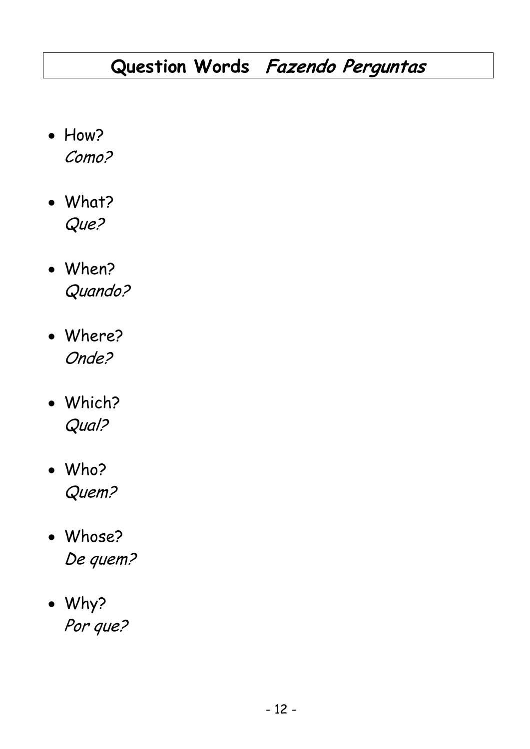# Question Words *Fazendo Perguntas*

- How?
  *Como?*

- What?
  *Que?*

- When?
  *Quando?*

- Where?
  *Onde?*

- Which?
  *Qual?*

- Who?
  *Quem?*

- Whose?
  *De quem?*

- Why?
  *Por que?*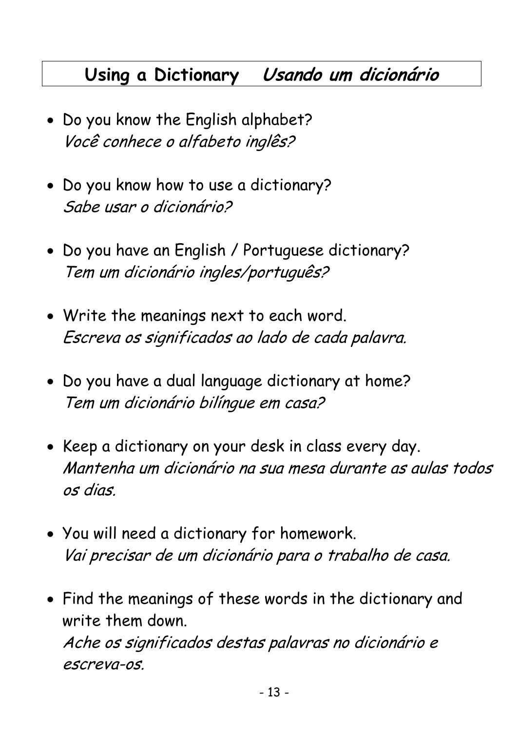## Using a Dictionary *Usando um dicionário*

- Do you know the English alphabet?
  *Você conhece o alfabeto inglês?*

- Do you know how to use a dictionary?
  *Sabe usar o dicionário?*

- Do you have an English / Portuguese dictionary?
  *Tem um dicionário ingles/português?*

- Write the meanings next to each word.
  *Escreva os significados ao lado de cada palavra.*

- Do you have a dual language dictionary at home?
  *Tem um dicionário bilíngue em casa?*

- Keep a dictionary on your desk in class every day.
  *Mantenha um dicionário na sua mesa durante as aulas todos os dias.*

- You will need a dictionary for homework.
  *Vai precisar de um dicionário para o trabalho de casa.*

- Find the meanings of these words in the dictionary and write them down.
  *Ache os significados destas palavras no dicionário e escreva-os.*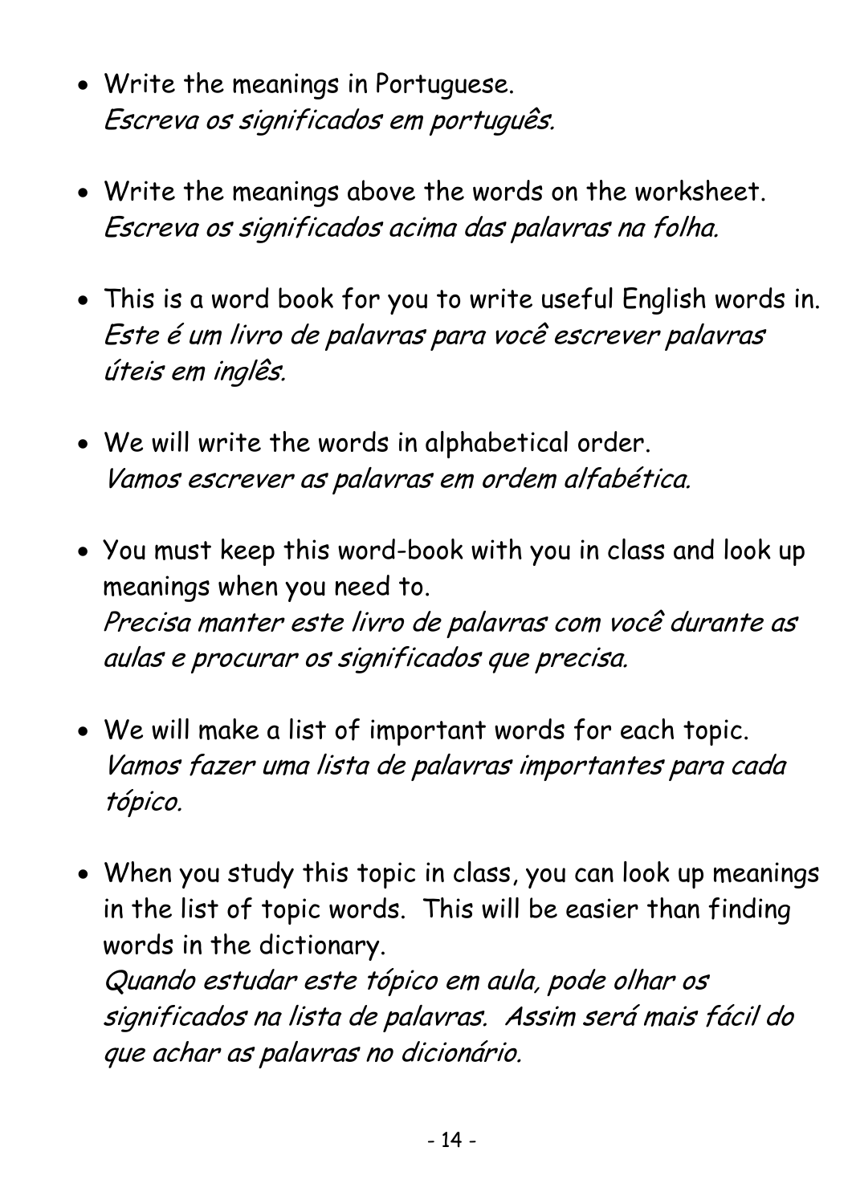- Write the meanings in Portuguese.
  *Escreva os significados em português.*

- Write the meanings above the words on the worksheet.
  *Escreva os significados acima das palavras na folha.*

- This is a word book for you to write useful English words in.
  *Este é um livro de palavras para você escrever palavras úteis em inglês.*

- We will write the words in alphabetical order.
  *Vamos escrever as palavras em ordem alfabética.*

- You must keep this word-book with you in class and look up meanings when you need to.
  *Precisa manter este livro de palavras com você durante as aulas e procurar os significados que precisa.*

- We will make a list of important words for each topic.
  *Vamos fazer uma lista de palavras importantes para cada tópico.*

- When you study this topic in class, you can look up meanings in the list of topic words. This will be easier than finding words in the dictionary.
  *Quando estudar este tópico em aula, pode olhar os significados na lista de palavras. Assim será mais fácil do que achar as palavras no dicionário.*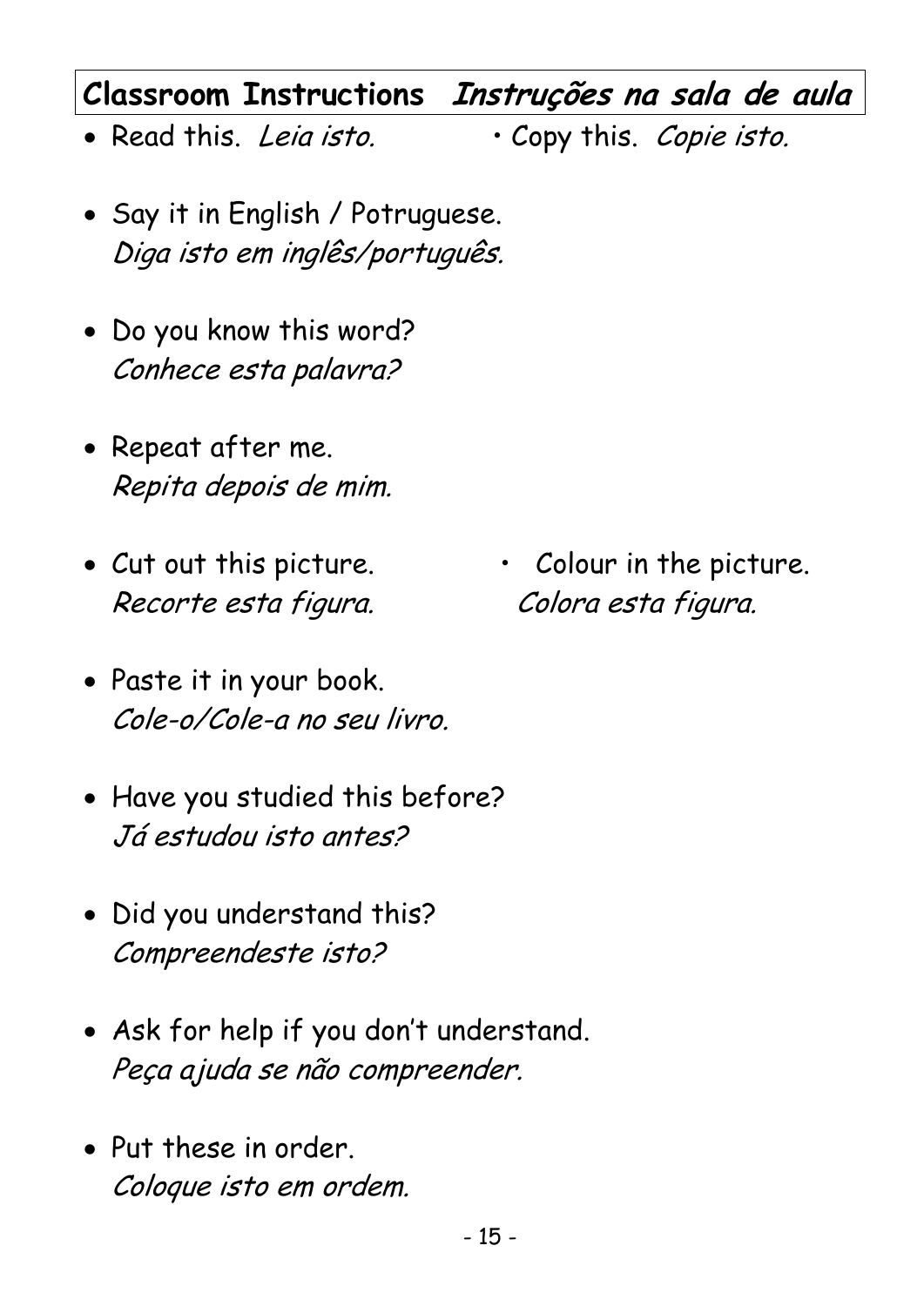## Classroom Instructions *Instruções na sala de aula*

- Read this. *Leia isto.*
- Copy this. *Copie isto.*
- Say it in English / Potruguese.
  *Diga isto em inglês/português.*
- Do you know this word?
  *Conhece esta palavra?*
- Repeat after me.
  *Repita depois de mim.*
- Cut out this picture.
  *Recorte esta figura.*
- Colour in the picture.
  *Colora esta figura.*
- Paste it in your book.
  *Cole-o/Cole-a no seu livro.*
- Have you studied this before?
  *Já estudou isto antes?*
- Did you understand this?
  *Compreendeste isto?*
- Ask for help if you don't understand.
  *Peça ajuda se não compreender.*
- Put these in order.
  *Coloque isto em ordem.*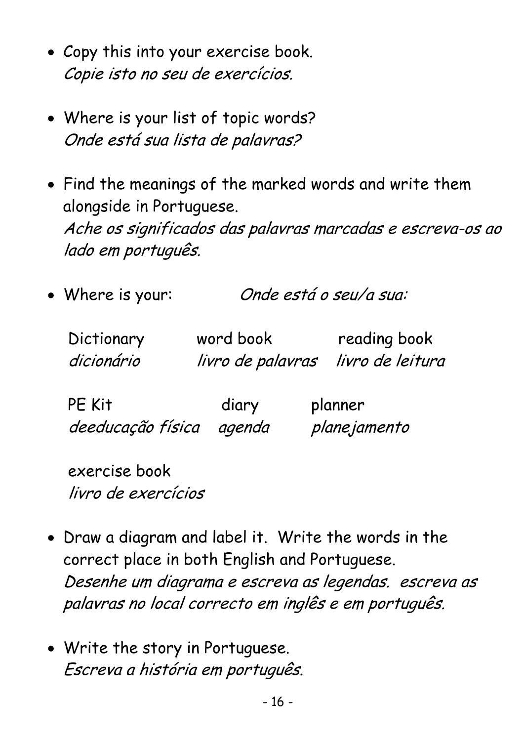- Copy this into your exercise book.
  *Copie isto no seu de exercícios.*

- Where is your list of topic words?
  *Onde está sua lista de palavras?*

- Find the meanings of the marked words and write them alongside in Portuguese.
  *Ache os significados das palavras marcadas e escreva-os ao lado em português.*

- Where is your: *Onde está o seu/a sua:*

| Dictionary | word book | reading book |
|---|---|---|
| *dicionário* | *livro de palavras* | *livro de leitura* |
| PE Kit | diary | planner |
| *deeducação física* | *agenda* | *planejamento* |
| exercise book | | |
| *livro de exercícios* | | |

- Draw a diagram and label it. Write the words in the correct place in both English and Portuguese.
  *Desenhe um diagrama e escreva as legendas. escreva as palavras no local correcto em inglês e em português.*

- Write the story in Portuguese.
  *Escreva a história em português.*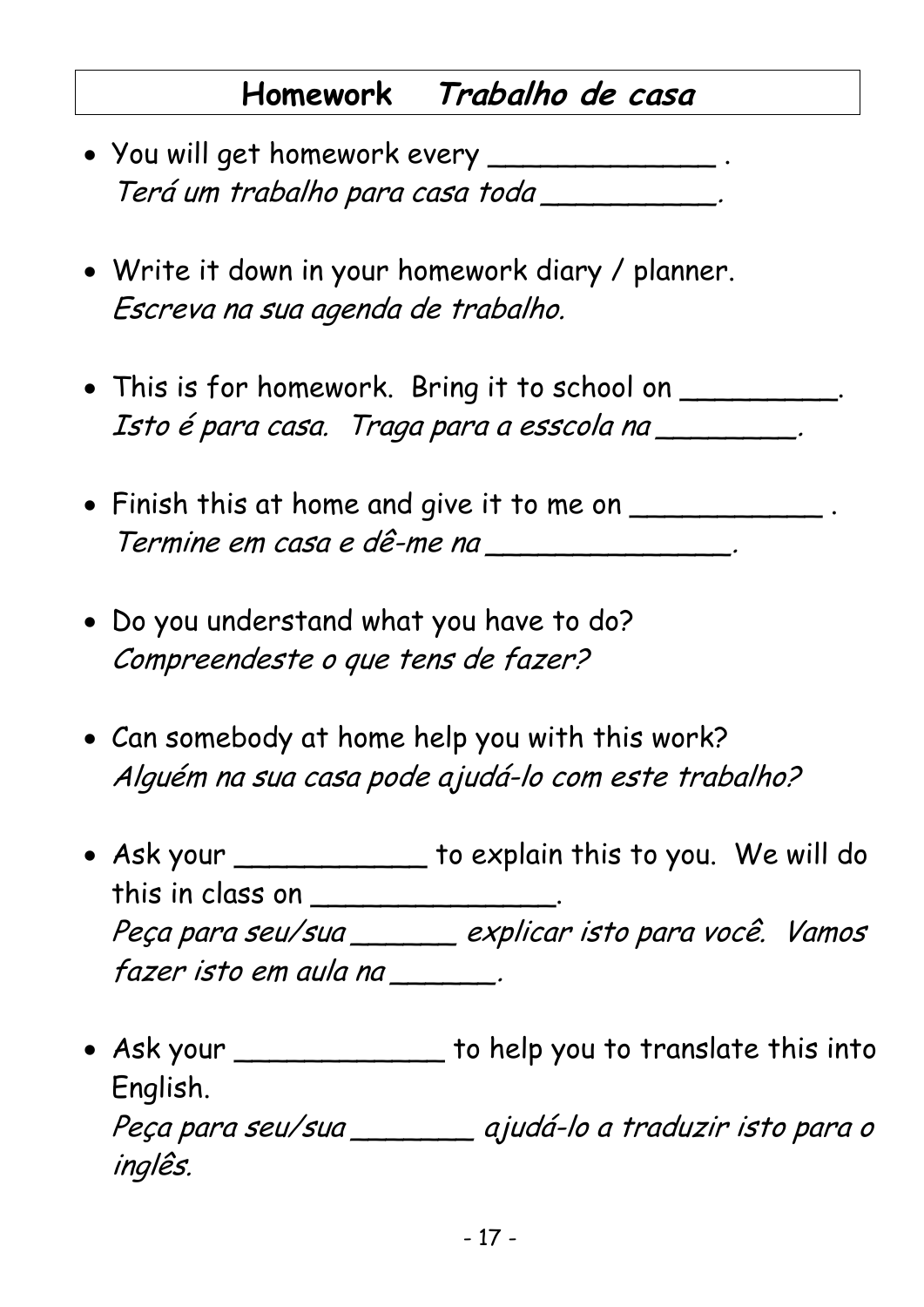# Homework *Trabalho de casa*

- You will get homework every _____________ .
  *Terá um trabalho para casa toda __________.*

- Write it down in your homework diary / planner.
  *Escreva na sua agenda de trabalho.*

- This is for homework. Bring it to school on _________.
  *Isto é para casa. Traga para a esscola na ________.*

- Finish this at home and give it to me on ___________ .
  *Termine em casa e dê-me na ______________.*

- Do you understand what you have to do?
  *Compreendeste o que tens de fazer?*

- Can somebody at home help you with this work?
  *Alguém na sua casa pode ajudá-lo com este trabalho?*

- Ask your ___________ to explain this to you. We will do this in class on ______________.
  *Peça para seu/sua ______ explicar isto para você. Vamos fazer isto em aula na ______.*

- Ask your ____________ to help you to translate this into English.
  *Peça para seu/sua _______ ajudá-lo a traduzir isto para o inglês.*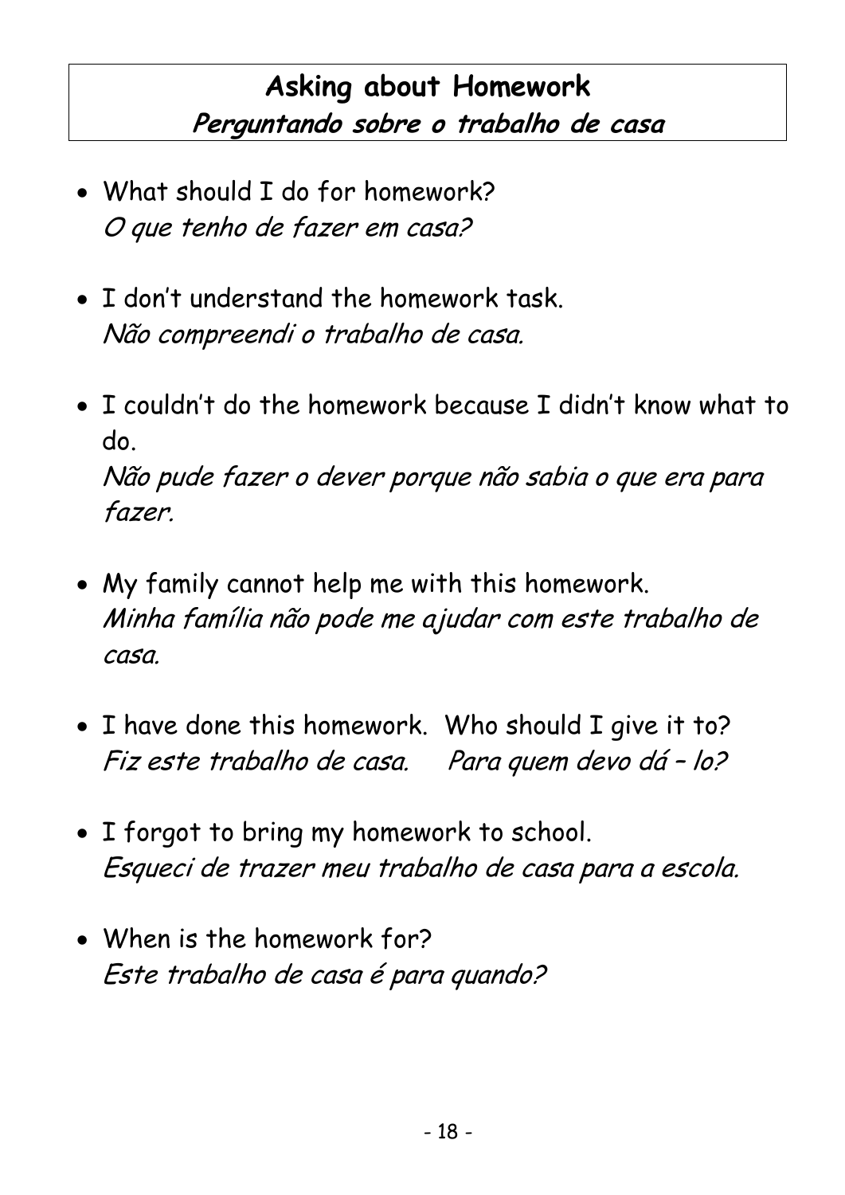## **Asking about Homework**
### ***Perguntando sobre o trabalho de casa***

- What should I do for homework?
  *O que tenho de fazer em casa?*

- I don't understand the homework task.
  *Não compreendi o trabalho de casa.*

- I couldn't do the homework because I didn't know what to do.
  *Não pude fazer o dever porque não sabia o que era para fazer.*

- My family cannot help me with this homework.
  *Minha família não pode me ajudar com este trabalho de casa.*

- I have done this homework. Who should I give it to?
  *Fiz este trabalho de casa. Para quem devo dá – lo?*

- I forgot to bring my homework to school.
  *Esqueci de trazer meu trabalho de casa para a escola.*

- When is the homework for?
  *Este trabalho de casa é para quando?*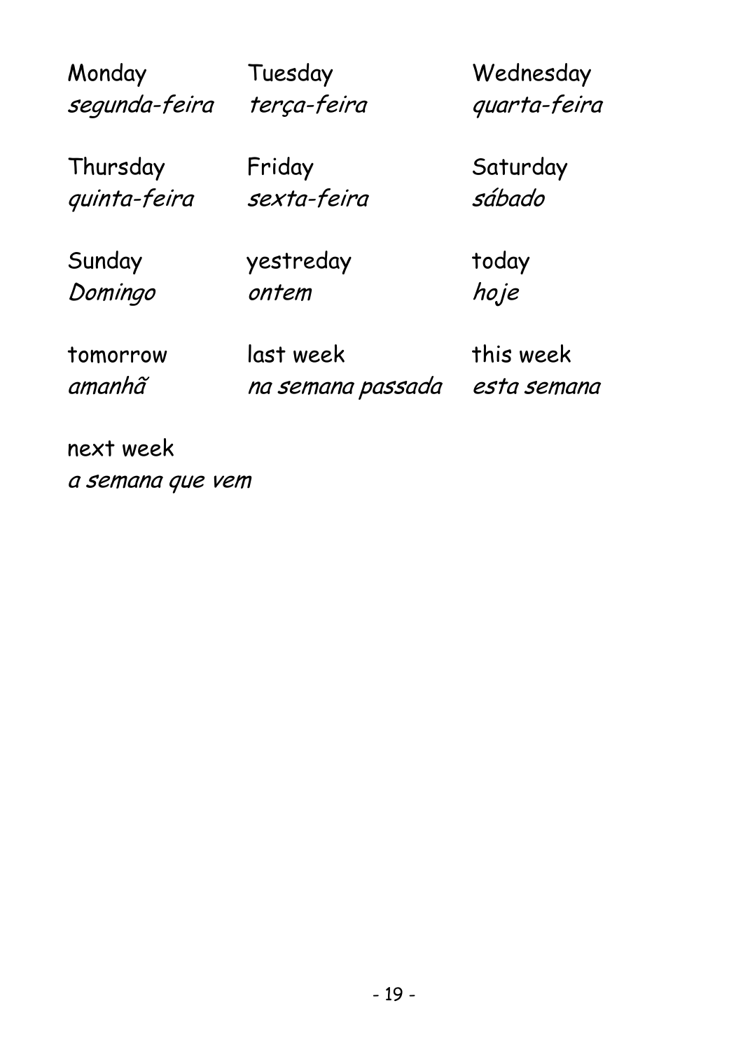Monday
*segunda-feira*

Tuesday
*terça-feira*

Wednesday
*quarta-feira*

Thursday
*quinta-feira*

Friday
*sexta-feira*

Saturday
*sábado*

Sunday
*Domingo*

yestreday
*ontem*

today
*hoje*

tomorrow
*amanhã*

last week
*na semana passada*

this week
*esta semana*

next week
*a semana que vem*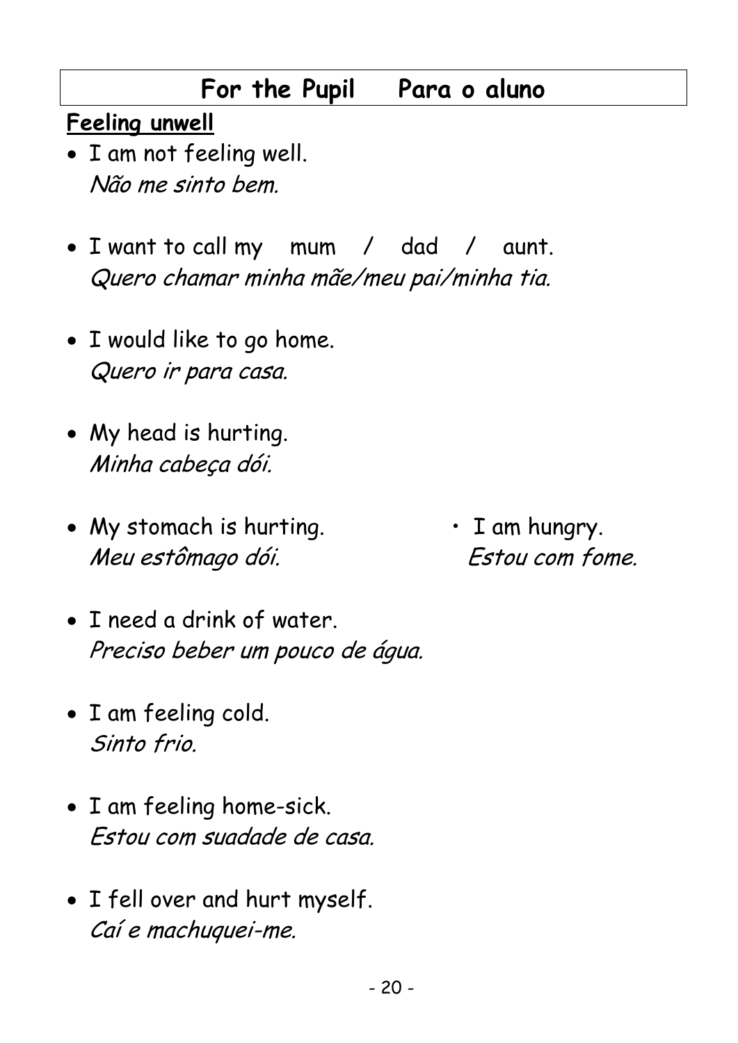## For the Pupil    Para o aluno

**Feeling unwell**

- I am not feeling well.
  *Não me sinto bem.*

- I want to call my mum / dad / aunt.
  *Quero chamar minha mãe/meu pai/minha tia.*

- I would like to go home.
  *Quero ir para casa.*

- My head is hurting.
  *Minha cabeça dói.*

- My stomach is hurting.
  *Meu estômago dói.*

- I am hungry.
  *Estou com fome.*

- I need a drink of water.
  *Preciso beber um pouco de água.*

- I am feeling cold.
  *Sinto frio.*

- I am feeling home-sick.
  *Estou com suadade de casa.*

- I fell over and hurt myself.
  *Caí e machuquei-me.*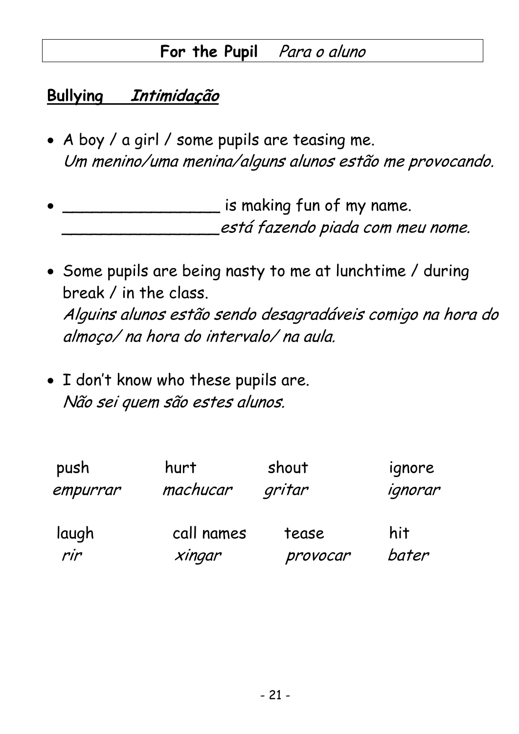**For the Pupil** *Para o aluno*

## Bullying *Intimidação*

- A boy / a girl / some pupils are teasing me.
  *Um menino/uma menina/alguns alunos estão me provocando.*

- _________________ is making fun of my name.
  *_________________está fazendo piada com meu nome.*

- Some pupils are being nasty to me at lunchtime / during break / in the class.
  *Alguins alunos estão sendo desagradáveis comigo na hora do almoço/ na hora do intervalo/ na aula.*

- I don't know who these pupils are.
  *Não sei quem são estes alunos.*

| push | hurt | shout | ignore |
|---|---|---|---|
| *empurrar* | *machucar* | *gritar* | *ignorar* |
| laugh | call names | tease | hit |
| *rir* | *xingar* | *provocar* | *bater* |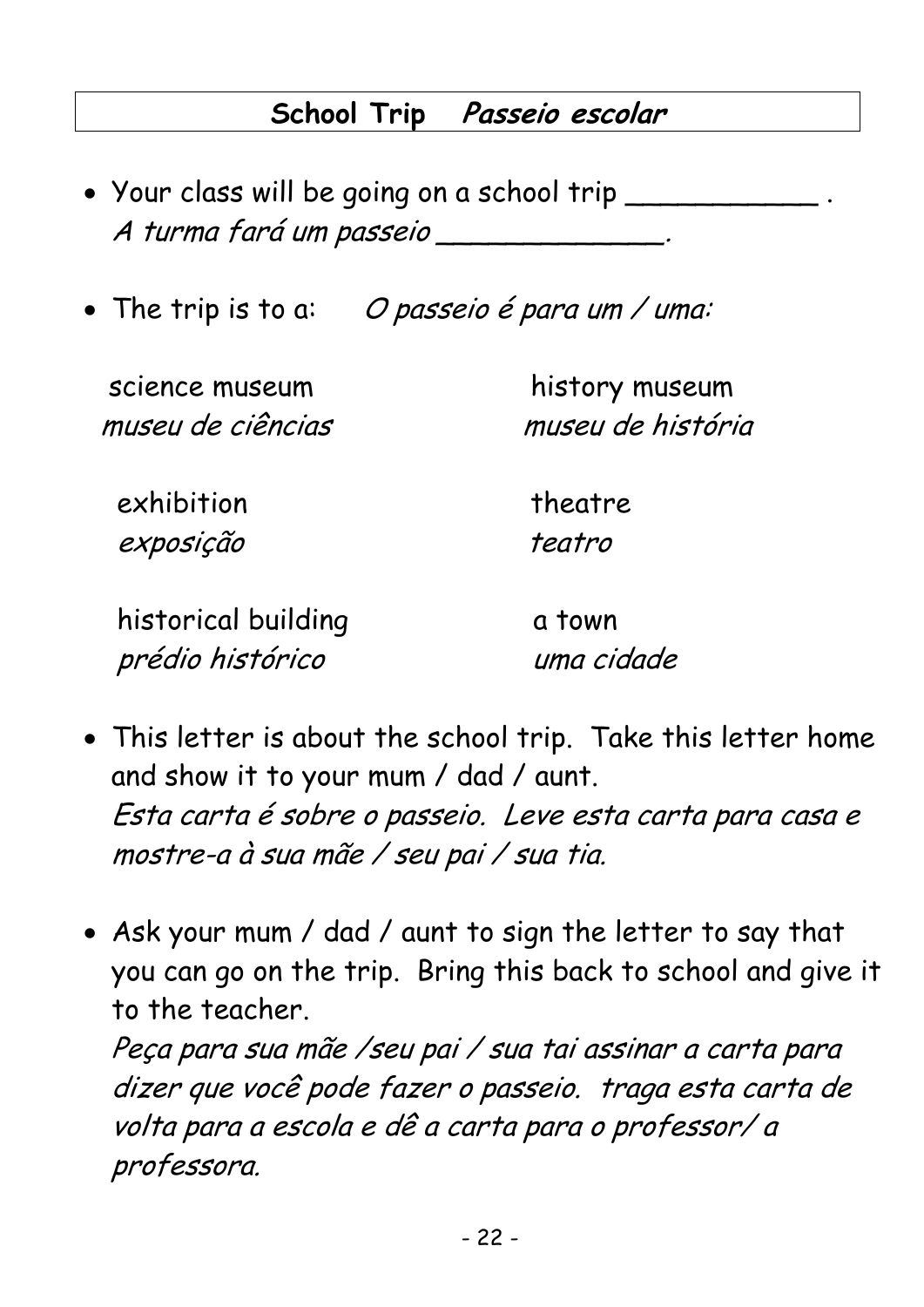## **School Trip** *Passeio escolar*

- Your class will be going on a school trip ___________ .
  *A turma fará um passeio _____________.*

- The trip is to a: *O passeio é para um / uma:*

| | |
|---|---|
| science museum<br>*museu de ciências* | history museum<br>*museu de história* |
| exhibition<br>*exposição* | theatre<br>*teatro* |
| historical building<br>*prédio histórico* | a town<br>*uma cidade* |

- This letter is about the school trip. Take this letter home and show it to your mum / dad / aunt.
  *Esta carta é sobre o passeio. Leve esta carta para casa e mostre-a à sua mãe / seu pai / sua tia.*

- Ask your mum / dad / aunt to sign the letter to say that you can go on the trip. Bring this back to school and give it to the teacher.
  *Peça para sua mãe /seu pai / sua tai assinar a carta para dizer que você pode fazer o passeio. traga esta carta de volta para a escola e dê a carta para o professor/ a professora.*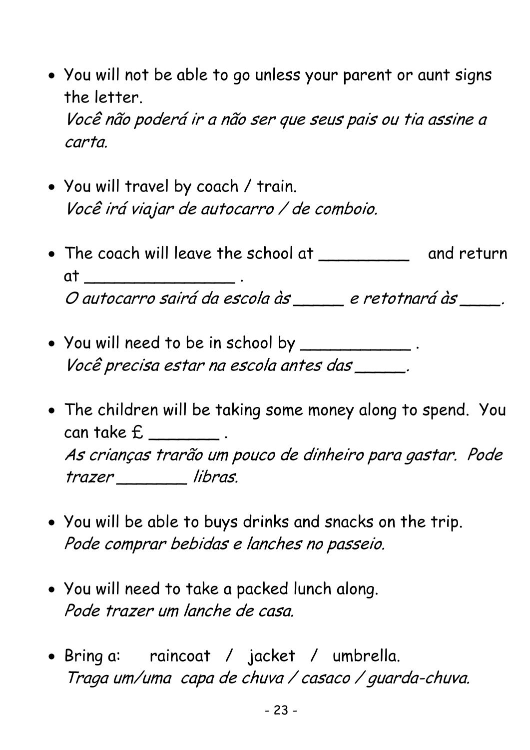- You will not be able to go unless your parent or aunt signs the letter.
  *Você não poderá ir a não ser que seus pais ou tia assine a carta.*

- You will travel by coach / train.
  *Você irá viajar de autocarro / de comboio.*

- The coach will leave the school at _________ and return at _______________ .
  *O autocarro sairá da escola às _____ e retotnará às ____.*

- You will need to be in school by ___________ .
  *Você precisa estar na escola antes das _____.*

- The children will be taking some money along to spend. You can take £ _______ .
  *As crianças trarão um pouco de dinheiro para gastar. Pode trazer _______ libras.*

- You will be able to buys drinks and snacks on the trip.
  *Pode comprar bebidas e lanches no passeio.*

- You will need to take a packed lunch along.
  *Pode trazer um lanche de casa.*

- Bring a: raincoat / jacket / umbrella.
  *Traga um/uma capa de chuva / casaco / guarda-chuva.*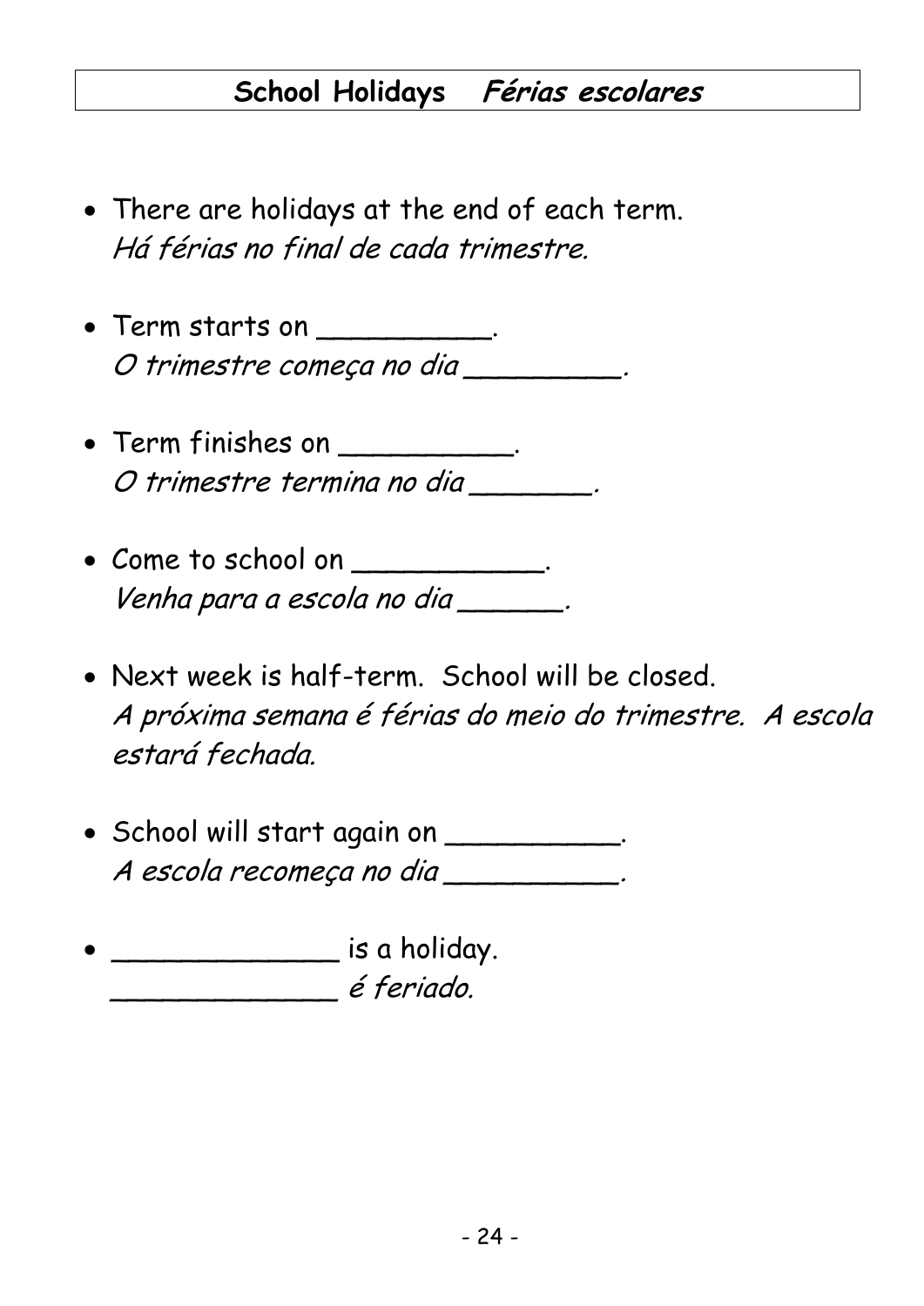## **School Holidays** ***Férias escolares***

- There are holidays at the end of each term.
  *Há férias no final de cada trimestre.*

- Term starts on __________.
  *O trimestre começa no dia _________.*

- Term finishes on __________.
  *O trimestre termina no dia _______.*

- Come to school on ___________.
  *Venha para a escola no dia ______.*

- Next week is half-term. School will be closed.
  *A próxima semana é férias do meio do trimestre. A escola estará fechada.*

- School will start again on __________.
  *A escola recomeça no dia __________.*

- _____________ is a holiday.
  *_____________ é feriado.*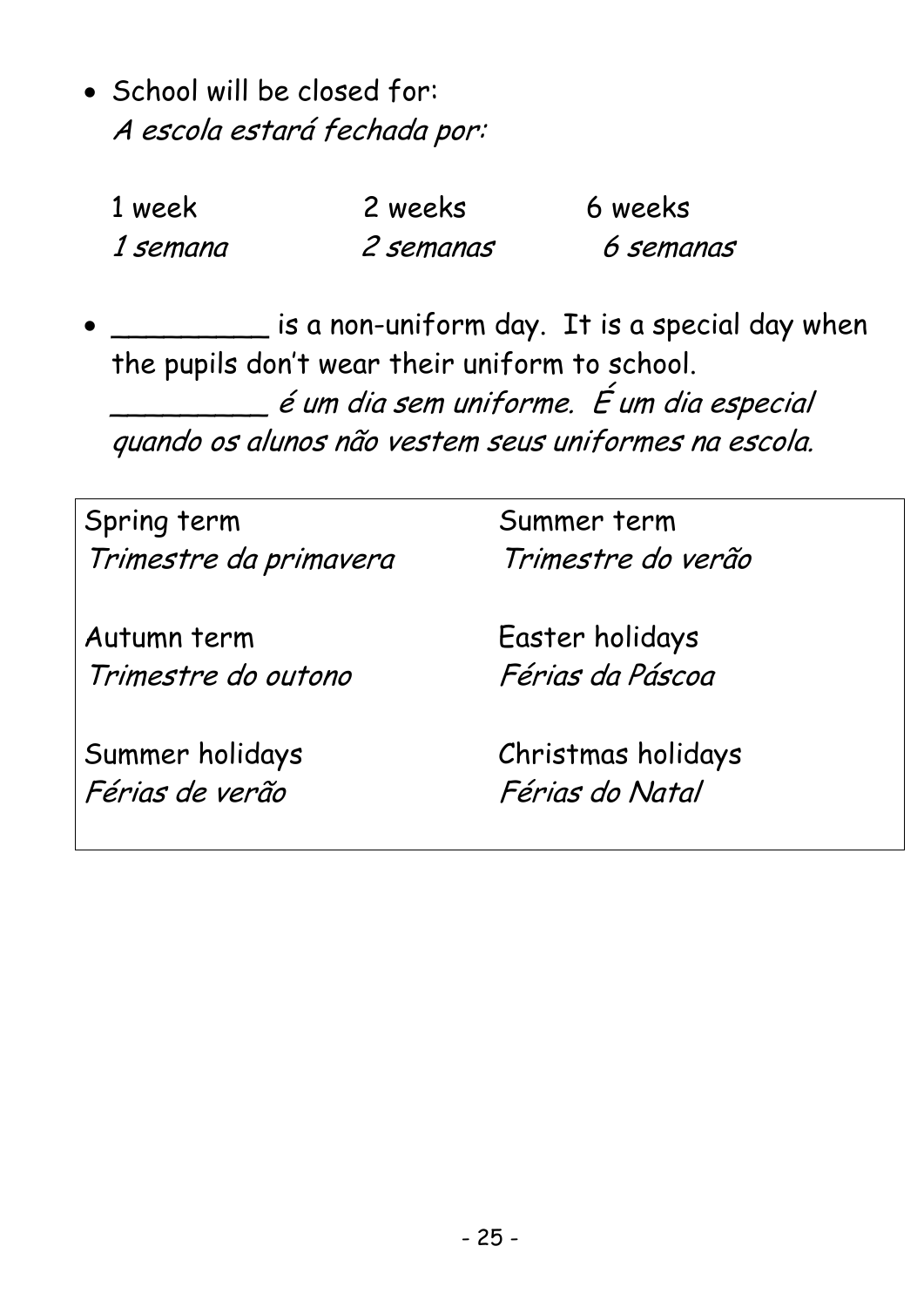- School will be closed for:
  *A escola estará fechada por:*

| 1 week | 2 weeks | 6 weeks |
|---|---|---|
| *1 semana* | *2 semanas* | *6 semanas* |

- _________ is a non-uniform day. It is a special day when the pupils don't wear their uniform to school.
  _________ *é um dia sem uniforme. É um dia especial quando os alunos não vestem seus uniformes na escola.*

| | |
|---|---|
| Spring term<br>*Trimestre da primavera* | Summer term<br>*Trimestre do verão* |
| Autumn term<br>*Trimestre do outono* | Easter holidays<br>*Férias da Páscoa* |
| Summer holidays<br>*Férias de verão* | Christmas holidays<br>*Férias do Natal* |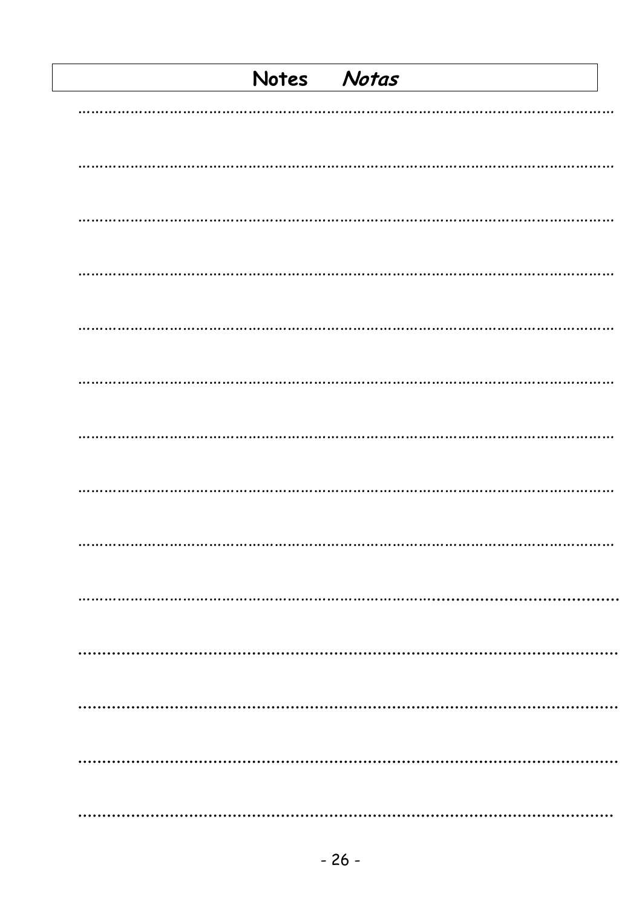# Notes *Notas*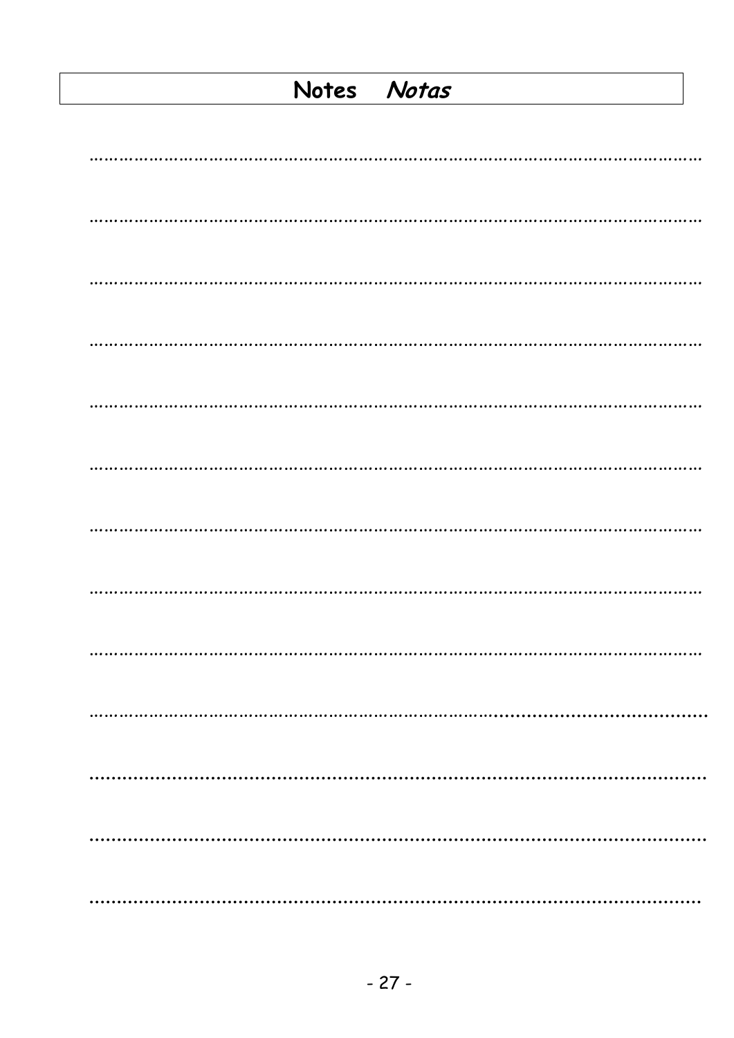# Notes *Notas*

……………………………………………………………………………………………………

……………………………………………………………………………………………………

……………………………………………………………………………………………………

……………………………………………………………………………………………………

……………………………………………………………………………………………………

……………………………………………………………………………………………………

……………………………………………………………………………………………………

……………………………………………………………………………………………………

……………………………………………………………………………………………………

……………………………………………………………………………………………………

……………………………………………………………………………………………………

……………………………………………………………………………………………………

……………………………………………………………………………………………………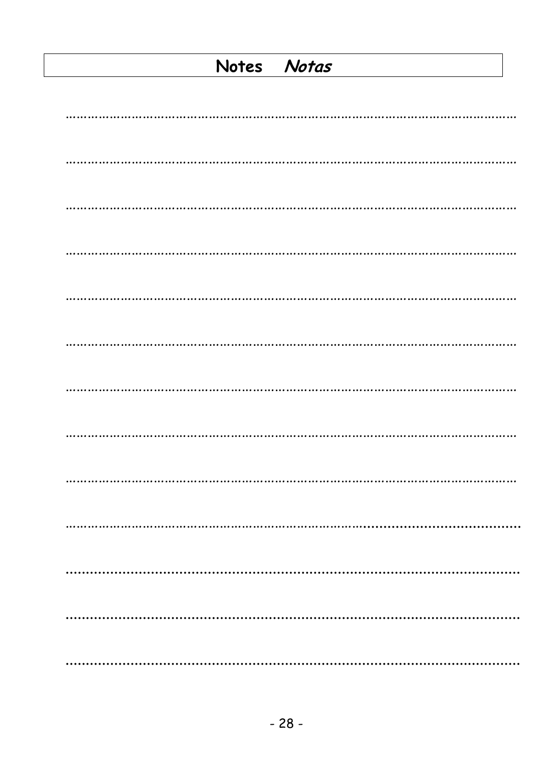# Notes *Notas*

……………………………………………………………………………………………………………

……………………………………………………………………………………………………………

……………………………………………………………………………………………………………

……………………………………………………………………………………………………………

……………………………………………………………………………………………………………

……………………………………………………………………………………………………………

……………………………………………………………………………………………………………

……………………………………………………………………………………………………………

……………………………………………………………………………………………………………

……………………………………………………………………………………………………………

……………………………………………………………………………………………………………

……………………………………………………………………………………………………………

……………………………………………………………………………………………………………